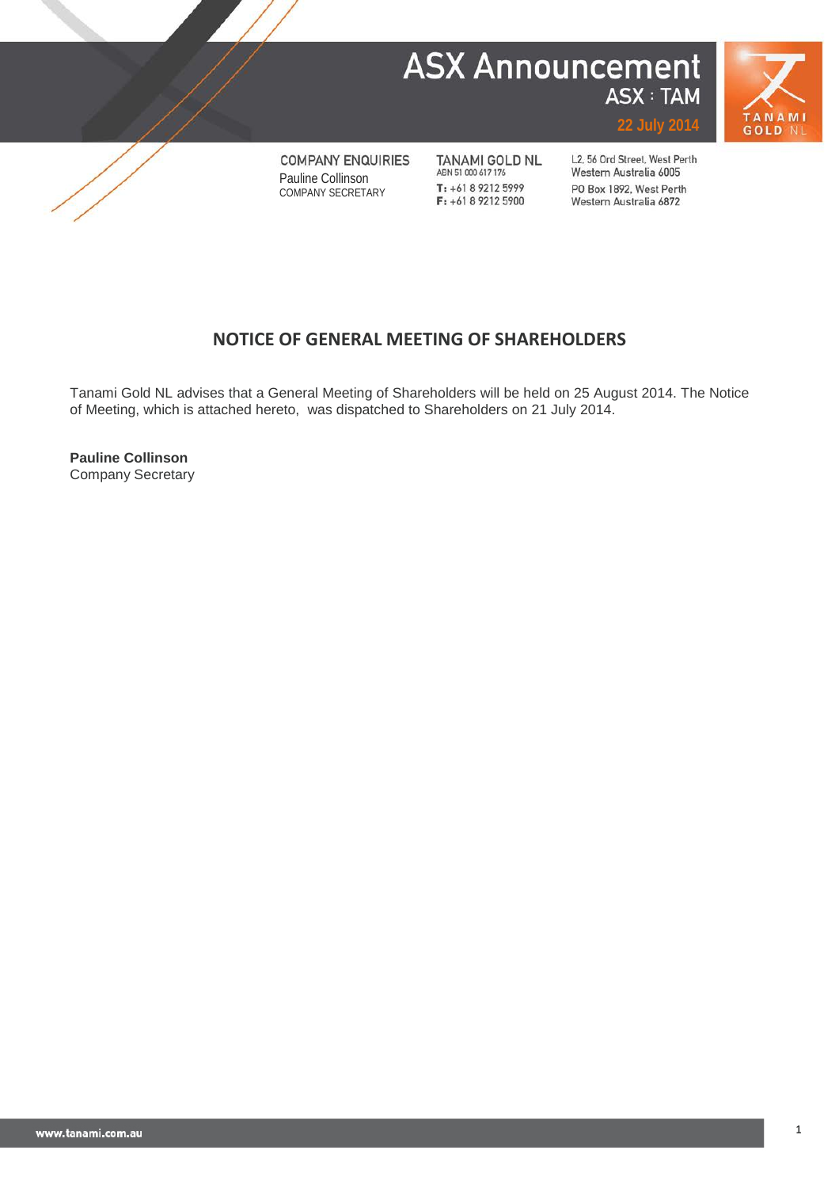# ASX Announcement

ASX : TAM

22 July 2014

COMPANY ENQUIRIES
Pauline Collinson
COMPANY SECRETARY

TANAMI GOLD NL
ABN 51 000 617 176
T: +61 8 9212 5999
F: +61 8 9212 5900

L2, 56 Ord Street, West Perth
Western Australia 6005
PO Box 1892, West Perth
Western Australia 6872

## NOTICE OF GENERAL MEETING OF SHAREHOLDERS

Tanami Gold NL advises that a General Meeting of Shareholders will be held on 25 August 2014. The Notice of Meeting, which is attached hereto, was dispatched to Shareholders on 21 July 2014.

**Pauline Collinson**
Company Secretary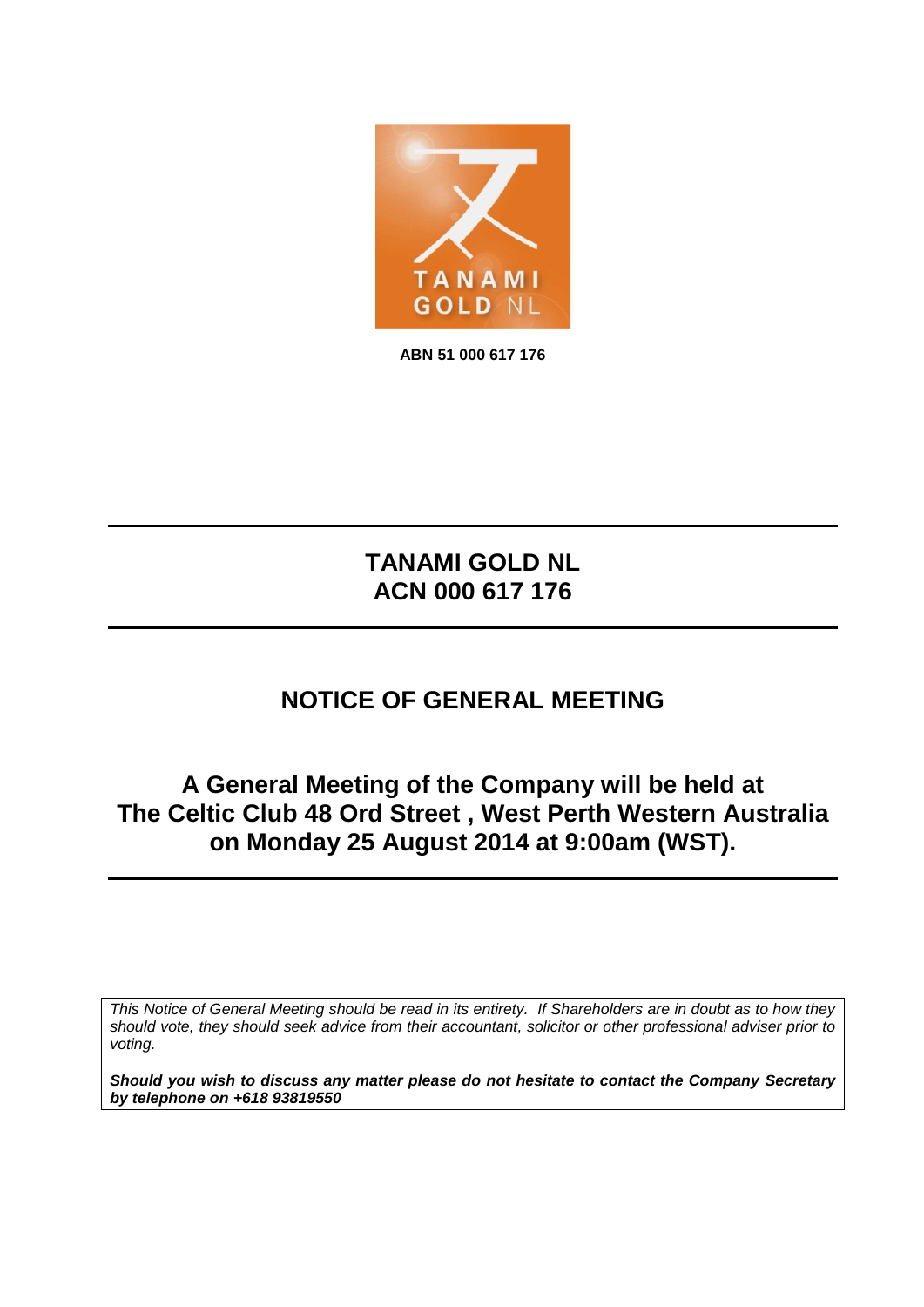TANAMI GOLD NL

**ABN 51 000 617 176**

# TANAMI GOLD NL
# ACN 000 617 176

## NOTICE OF GENERAL MEETING

### A General Meeting of the Company will be held at The Celtic Club 48 Ord Street , West Perth Western Australia on Monday 25 August 2014 at 9:00am (WST).

*This Notice of General Meeting should be read in its entirety. If Shareholders are in doubt as to how they should vote, they should seek advice from their accountant, solicitor or other professional adviser prior to voting.*

***Should you wish to discuss any matter please do not hesitate to contact the Company Secretary by telephone on +618 93819550***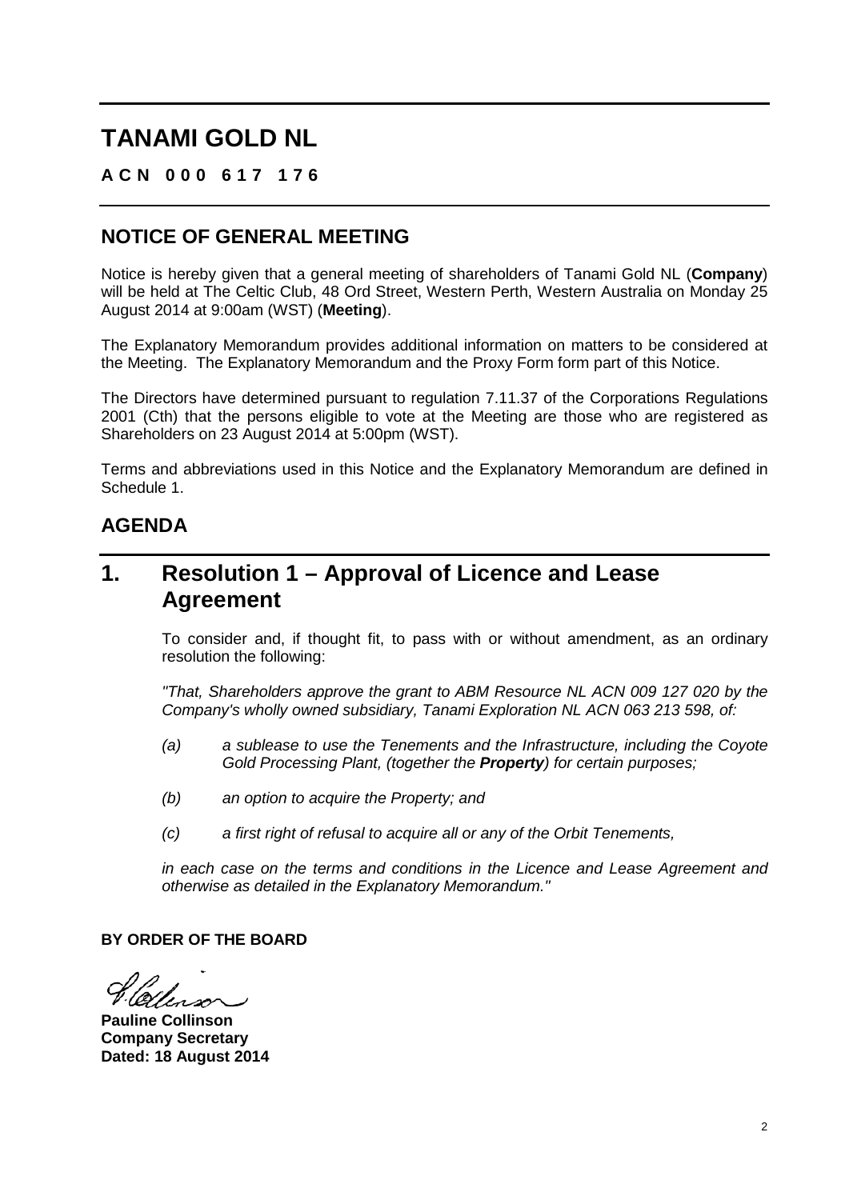# TANAMI GOLD NL

**A C N 0 0 0 6 1 7 1 7 6**

## NOTICE OF GENERAL MEETING

Notice is hereby given that a general meeting of shareholders of Tanami Gold NL (**Company**) will be held at The Celtic Club, 48 Ord Street, Western Perth, Western Australia on Monday 25 August 2014 at 9:00am (WST) (**Meeting**).

The Explanatory Memorandum provides additional information on matters to be considered at the Meeting. The Explanatory Memorandum and the Proxy Form form part of this Notice.

The Directors have determined pursuant to regulation 7.11.37 of the Corporations Regulations 2001 (Cth) that the persons eligible to vote at the Meeting are those who are registered as Shareholders on 23 August 2014 at 5:00pm (WST).

Terms and abbreviations used in this Notice and the Explanatory Memorandum are defined in Schedule 1.

## AGENDA

# 1. Resolution 1 – Approval of Licence and Lease Agreement

To consider and, if thought fit, to pass with or without amendment, as an ordinary resolution the following:

*"That, Shareholders approve the grant to ABM Resource NL ACN 009 127 020 by the Company's wholly owned subsidiary, Tanami Exploration NL ACN 063 213 598, of:*

*(a) a sublease to use the Tenements and the Infrastructure, including the Coyote Gold Processing Plant, (together the **Property**) for certain purposes;*

*(b) an option to acquire the Property; and*

*(c) a first right of refusal to acquire all or any of the Orbit Tenements,*

*in each case on the terms and conditions in the Licence and Lease Agreement and otherwise as detailed in the Explanatory Memorandum."*

**BY ORDER OF THE BOARD**

**Pauline Collinson**
**Company Secretary**
**Dated: 18 August 2014**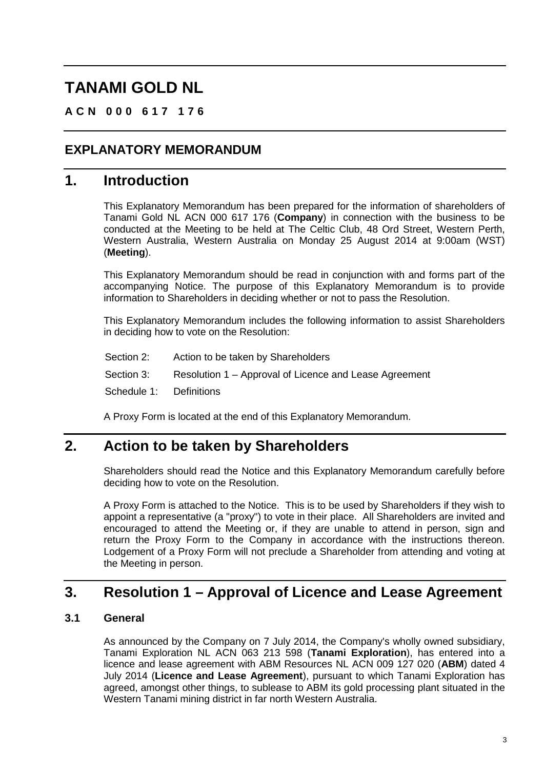# TANAMI GOLD NL

**A C N 0 0 0 6 1 7 1 7 6**

## EXPLANATORY MEMORANDUM

# 1. Introduction

This Explanatory Memorandum has been prepared for the information of shareholders of Tanami Gold NL ACN 000 617 176 (**Company**) in connection with the business to be conducted at the Meeting to be held at The Celtic Club, 48 Ord Street, Western Perth, Western Australia, Western Australia on Monday 25 August 2014 at 9:00am (WST) (**Meeting**).

This Explanatory Memorandum should be read in conjunction with and forms part of the accompanying Notice. The purpose of this Explanatory Memorandum is to provide information to Shareholders in deciding whether or not to pass the Resolution.

This Explanatory Memorandum includes the following information to assist Shareholders in deciding how to vote on the Resolution:

| | |
|---|---|
| Section 2: | Action to be taken by Shareholders |
| Section 3: | Resolution 1 – Approval of Licence and Lease Agreement |
| Schedule 1: | Definitions |

A Proxy Form is located at the end of this Explanatory Memorandum.

# 2. Action to be taken by Shareholders

Shareholders should read the Notice and this Explanatory Memorandum carefully before deciding how to vote on the Resolution.

A Proxy Form is attached to the Notice. This is to be used by Shareholders if they wish to appoint a representative (a "proxy") to vote in their place. All Shareholders are invited and encouraged to attend the Meeting or, if they are unable to attend in person, sign and return the Proxy Form to the Company in accordance with the instructions thereon. Lodgement of a Proxy Form will not preclude a Shareholder from attending and voting at the Meeting in person.

# 3. Resolution 1 – Approval of Licence and Lease Agreement

### 3.1 General

As announced by the Company on 7 July 2014, the Company's wholly owned subsidiary, Tanami Exploration NL ACN 063 213 598 (**Tanami Exploration**), has entered into a licence and lease agreement with ABM Resources NL ACN 009 127 020 (**ABM**) dated 4 July 2014 (**Licence and Lease Agreement**), pursuant to which Tanami Exploration has agreed, amongst other things, to sublease to ABM its gold processing plant situated in the Western Tanami mining district in far north Western Australia.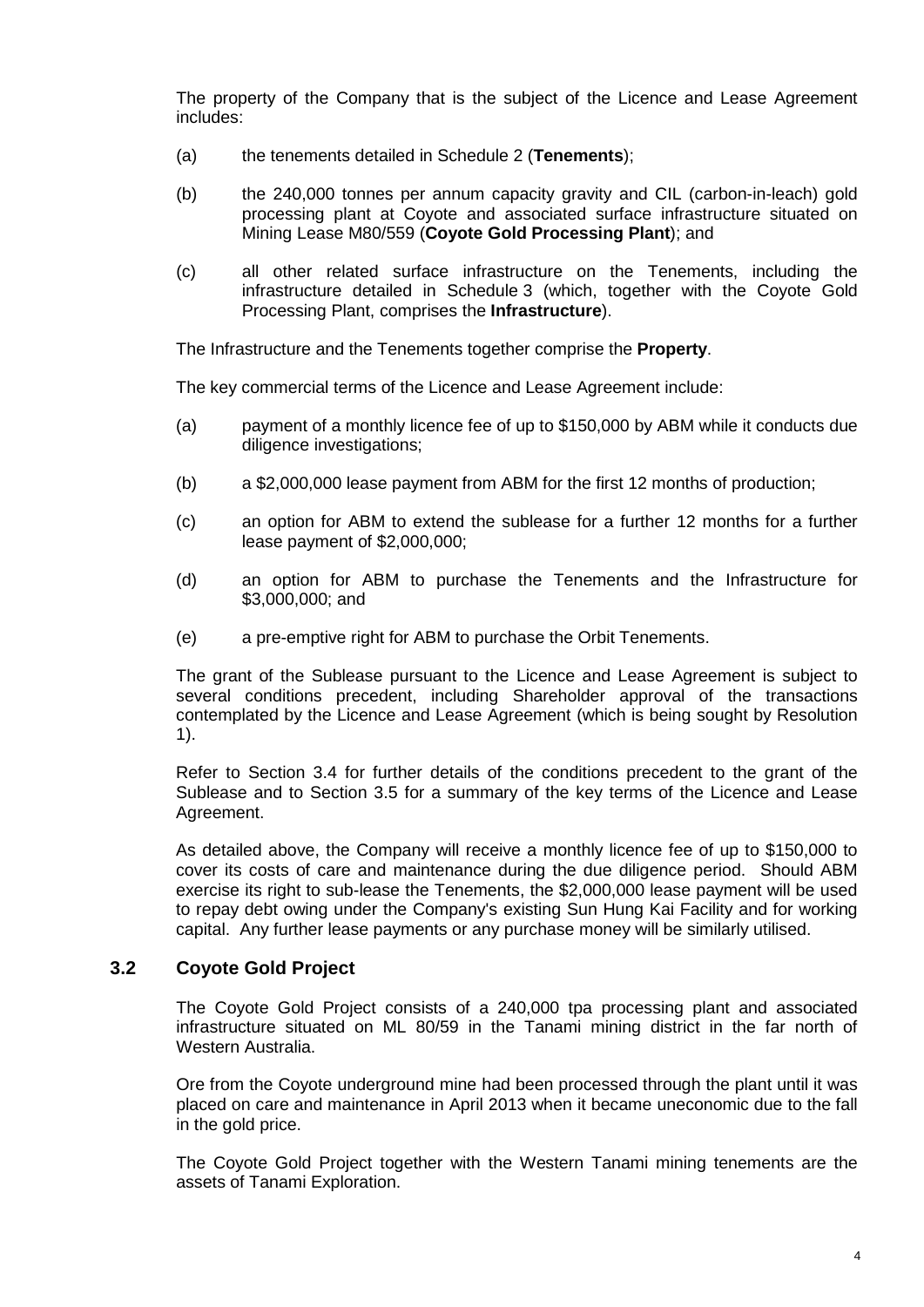The property of the Company that is the subject of the Licence and Lease Agreement includes:

(a) the tenements detailed in Schedule 2 (**Tenements**);

(b) the 240,000 tonnes per annum capacity gravity and CIL (carbon-in-leach) gold processing plant at Coyote and associated surface infrastructure situated on Mining Lease M80/559 (**Coyote Gold Processing Plant**); and

(c) all other related surface infrastructure on the Tenements, including the infrastructure detailed in Schedule 3 (which, together with the Coyote Gold Processing Plant, comprises the **Infrastructure**).

The Infrastructure and the Tenements together comprise the **Property**.

The key commercial terms of the Licence and Lease Agreement include:

(a) payment of a monthly licence fee of up to $150,000 by ABM while it conducts due diligence investigations;

(b) a $2,000,000 lease payment from ABM for the first 12 months of production;

(c) an option for ABM to extend the sublease for a further 12 months for a further lease payment of $2,000,000;

(d) an option for ABM to purchase the Tenements and the Infrastructure for $3,000,000; and

(e) a pre-emptive right for ABM to purchase the Orbit Tenements.

The grant of the Sublease pursuant to the Licence and Lease Agreement is subject to several conditions precedent, including Shareholder approval of the transactions contemplated by the Licence and Lease Agreement (which is being sought by Resolution 1).

Refer to Section 3.4 for further details of the conditions precedent to the grant of the Sublease and to Section 3.5 for a summary of the key terms of the Licence and Lease Agreement.

As detailed above, the Company will receive a monthly licence fee of up to $150,000 to cover its costs of care and maintenance during the due diligence period. Should ABM exercise its right to sub-lease the Tenements, the $2,000,000 lease payment will be used to repay debt owing under the Company's existing Sun Hung Kai Facility and for working capital. Any further lease payments or any purchase money will be similarly utilised.

## 3.2 Coyote Gold Project

The Coyote Gold Project consists of a 240,000 tpa processing plant and associated infrastructure situated on ML 80/59 in the Tanami mining district in the far north of Western Australia.

Ore from the Coyote underground mine had been processed through the plant until it was placed on care and maintenance in April 2013 when it became uneconomic due to the fall in the gold price.

The Coyote Gold Project together with the Western Tanami mining tenements are the assets of Tanami Exploration.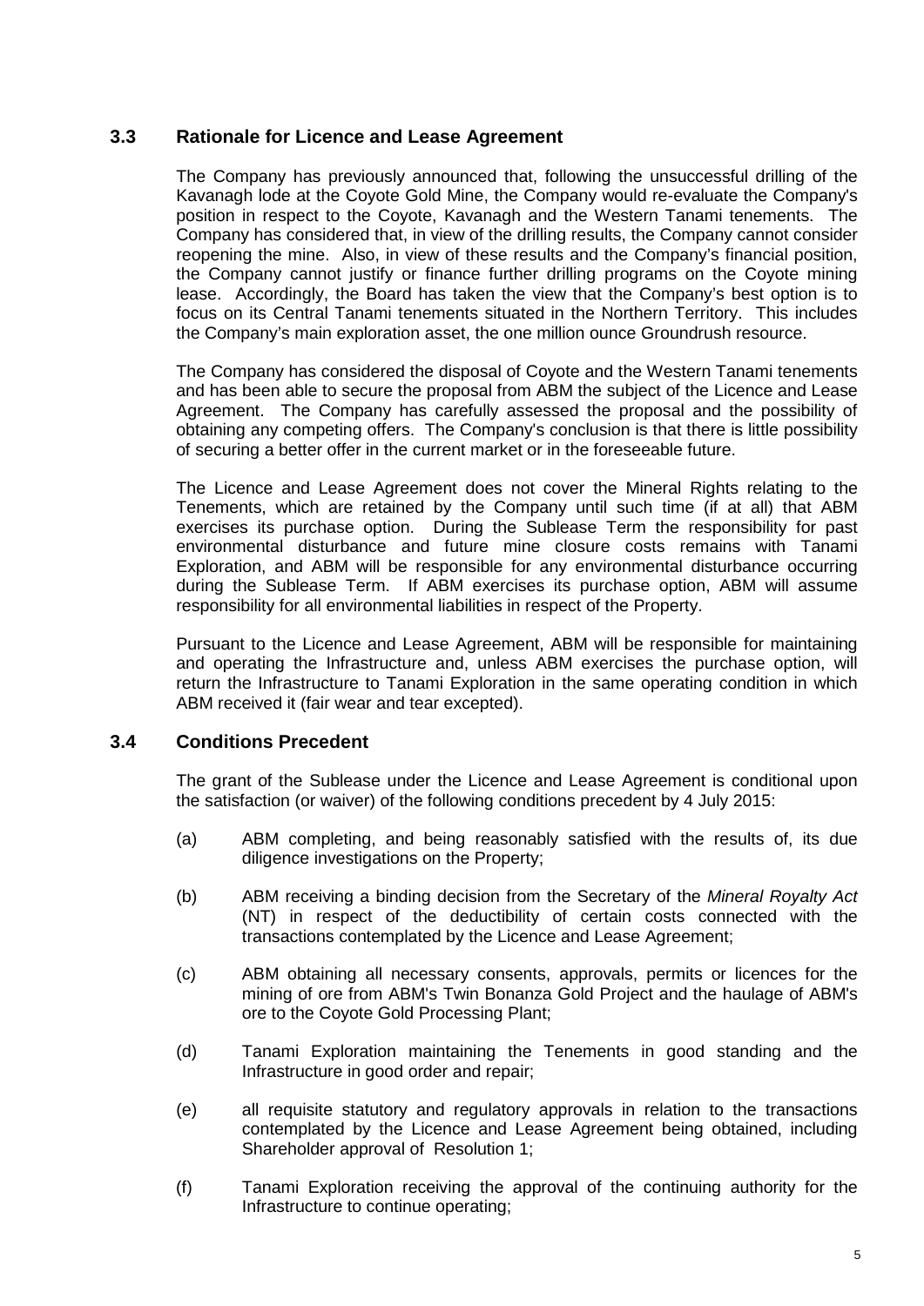### 3.3 Rationale for Licence and Lease Agreement

The Company has previously announced that, following the unsuccessful drilling of the Kavanagh lode at the Coyote Gold Mine, the Company would re-evaluate the Company's position in respect to the Coyote, Kavanagh and the Western Tanami tenements. The Company has considered that, in view of the drilling results, the Company cannot consider reopening the mine. Also, in view of these results and the Company's financial position, the Company cannot justify or finance further drilling programs on the Coyote mining lease. Accordingly, the Board has taken the view that the Company's best option is to focus on its Central Tanami tenements situated in the Northern Territory. This includes the Company's main exploration asset, the one million ounce Groundrush resource.

The Company has considered the disposal of Coyote and the Western Tanami tenements and has been able to secure the proposal from ABM the subject of the Licence and Lease Agreement. The Company has carefully assessed the proposal and the possibility of obtaining any competing offers. The Company's conclusion is that there is little possibility of securing a better offer in the current market or in the foreseeable future.

The Licence and Lease Agreement does not cover the Mineral Rights relating to the Tenements, which are retained by the Company until such time (if at all) that ABM exercises its purchase option. During the Sublease Term the responsibility for past environmental disturbance and future mine closure costs remains with Tanami Exploration, and ABM will be responsible for any environmental disturbance occurring during the Sublease Term. If ABM exercises its purchase option, ABM will assume responsibility for all environmental liabilities in respect of the Property.

Pursuant to the Licence and Lease Agreement, ABM will be responsible for maintaining and operating the Infrastructure and, unless ABM exercises the purchase option, will return the Infrastructure to Tanami Exploration in the same operating condition in which ABM received it (fair wear and tear excepted).

### 3.4 Conditions Precedent

The grant of the Sublease under the Licence and Lease Agreement is conditional upon the satisfaction (or waiver) of the following conditions precedent by 4 July 2015:

(a) ABM completing, and being reasonably satisfied with the results of, its due diligence investigations on the Property;

(b) ABM receiving a binding decision from the Secretary of the *Mineral Royalty Act* (NT) in respect of the deductibility of certain costs connected with the transactions contemplated by the Licence and Lease Agreement;

(c) ABM obtaining all necessary consents, approvals, permits or licences for the mining of ore from ABM's Twin Bonanza Gold Project and the haulage of ABM's ore to the Coyote Gold Processing Plant;

(d) Tanami Exploration maintaining the Tenements in good standing and the Infrastructure in good order and repair;

(e) all requisite statutory and regulatory approvals in relation to the transactions contemplated by the Licence and Lease Agreement being obtained, including Shareholder approval of Resolution 1;

(f) Tanami Exploration receiving the approval of the continuing authority for the Infrastructure to continue operating;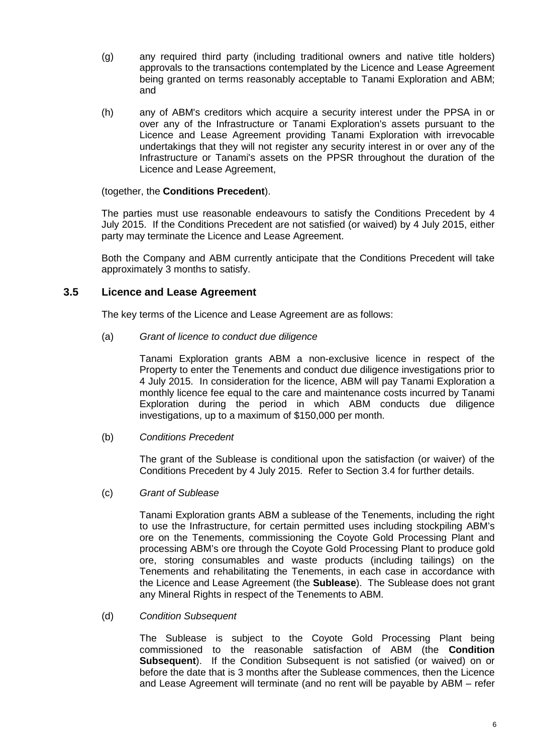(g) any required third party (including traditional owners and native title holders) approvals to the transactions contemplated by the Licence and Lease Agreement being granted on terms reasonably acceptable to Tanami Exploration and ABM; and

(h) any of ABM's creditors which acquire a security interest under the PPSA in or over any of the Infrastructure or Tanami Exploration's assets pursuant to the Licence and Lease Agreement providing Tanami Exploration with irrevocable undertakings that they will not register any security interest in or over any of the Infrastructure or Tanami's assets on the PPSR throughout the duration of the Licence and Lease Agreement,

(together, the **Conditions Precedent**).

The parties must use reasonable endeavours to satisfy the Conditions Precedent by 4 July 2015. If the Conditions Precedent are not satisfied (or waived) by 4 July 2015, either party may terminate the Licence and Lease Agreement.

Both the Company and ABM currently anticipate that the Conditions Precedent will take approximately 3 months to satisfy.

### 3.5 Licence and Lease Agreement

The key terms of the Licence and Lease Agreement are as follows:

(a) *Grant of licence to conduct due diligence*

Tanami Exploration grants ABM a non-exclusive licence in respect of the Property to enter the Tenements and conduct due diligence investigations prior to 4 July 2015. In consideration for the licence, ABM will pay Tanami Exploration a monthly licence fee equal to the care and maintenance costs incurred by Tanami Exploration during the period in which ABM conducts due diligence investigations, up to a maximum of $150,000 per month.

(b) *Conditions Precedent*

The grant of the Sublease is conditional upon the satisfaction (or waiver) of the Conditions Precedent by 4 July 2015. Refer to Section 3.4 for further details.

(c) *Grant of Sublease*

Tanami Exploration grants ABM a sublease of the Tenements, including the right to use the Infrastructure, for certain permitted uses including stockpiling ABM's ore on the Tenements, commissioning the Coyote Gold Processing Plant and processing ABM's ore through the Coyote Gold Processing Plant to produce gold ore, storing consumables and waste products (including tailings) on the Tenements and rehabilitating the Tenements, in each case in accordance with the Licence and Lease Agreement (the **Sublease**). The Sublease does not grant any Mineral Rights in respect of the Tenements to ABM.

(d) *Condition Subsequent*

The Sublease is subject to the Coyote Gold Processing Plant being commissioned to the reasonable satisfaction of ABM (the **Condition Subsequent**). If the Condition Subsequent is not satisfied (or waived) on or before the date that is 3 months after the Sublease commences, then the Licence and Lease Agreement will terminate (and no rent will be payable by ABM – refer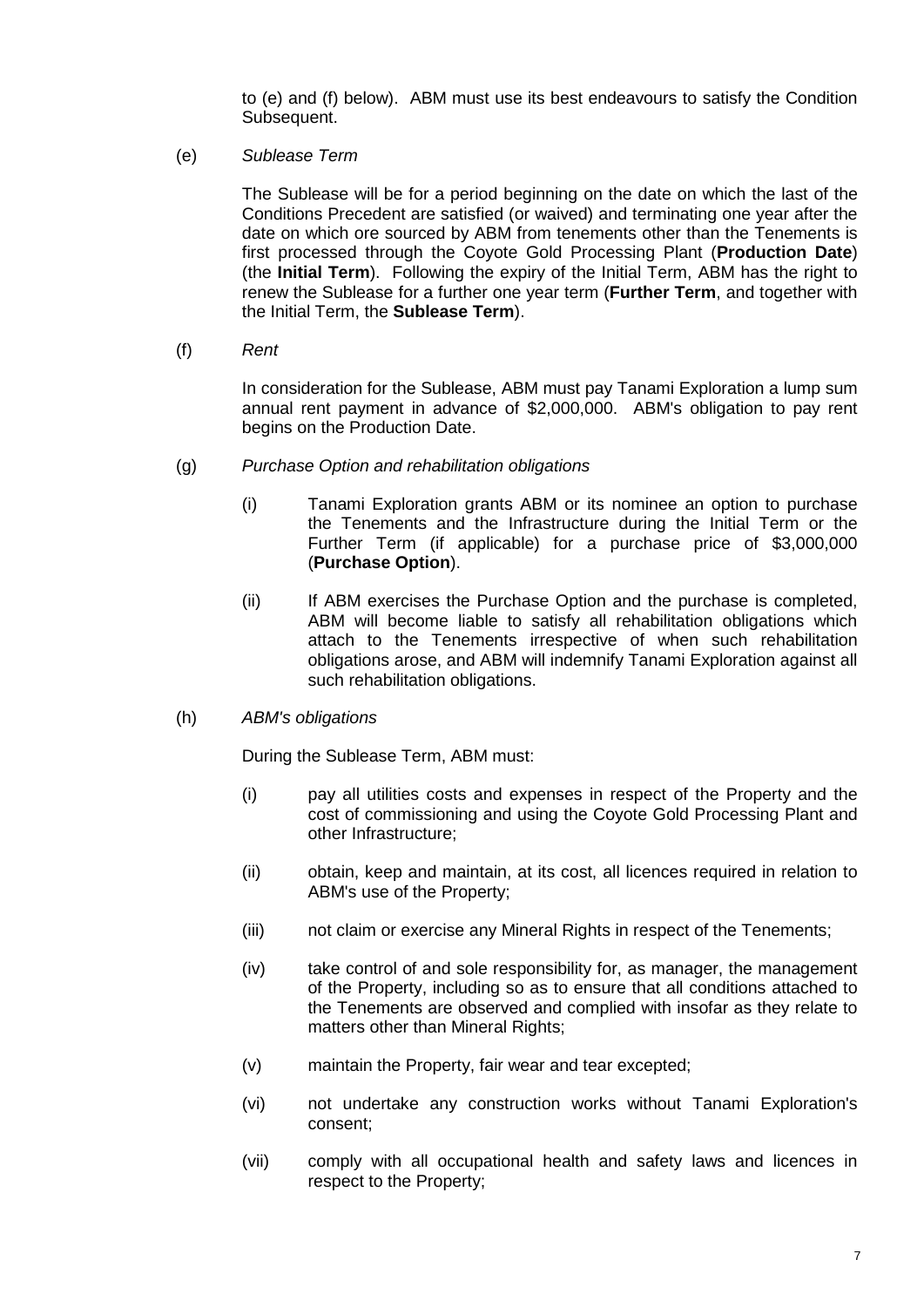to (e) and (f) below). ABM must use its best endeavours to satisfy the Condition Subsequent.

(e) *Sublease Term*

The Sublease will be for a period beginning on the date on which the last of the Conditions Precedent are satisfied (or waived) and terminating one year after the date on which ore sourced by ABM from tenements other than the Tenements is first processed through the Coyote Gold Processing Plant (**Production Date**) (the **Initial Term**). Following the expiry of the Initial Term, ABM has the right to renew the Sublease for a further one year term (**Further Term**, and together with the Initial Term, the **Sublease Term**).

(f) *Rent*

In consideration for the Sublease, ABM must pay Tanami Exploration a lump sum annual rent payment in advance of $2,000,000. ABM's obligation to pay rent begins on the Production Date.

(g) *Purchase Option and rehabilitation obligations*

(i) Tanami Exploration grants ABM or its nominee an option to purchase the Tenements and the Infrastructure during the Initial Term or the Further Term (if applicable) for a purchase price of $3,000,000 (**Purchase Option**).

(ii) If ABM exercises the Purchase Option and the purchase is completed, ABM will become liable to satisfy all rehabilitation obligations which attach to the Tenements irrespective of when such rehabilitation obligations arose, and ABM will indemnify Tanami Exploration against all such rehabilitation obligations.

(h) *ABM's obligations*

During the Sublease Term, ABM must:

(i) pay all utilities costs and expenses in respect of the Property and the cost of commissioning and using the Coyote Gold Processing Plant and other Infrastructure;

(ii) obtain, keep and maintain, at its cost, all licences required in relation to ABM's use of the Property;

(iii) not claim or exercise any Mineral Rights in respect of the Tenements;

(iv) take control of and sole responsibility for, as manager, the management of the Property, including so as to ensure that all conditions attached to the Tenements are observed and complied with insofar as they relate to matters other than Mineral Rights;

(v) maintain the Property, fair wear and tear excepted;

(vi) not undertake any construction works without Tanami Exploration's consent;

(vii) comply with all occupational health and safety laws and licences in respect to the Property;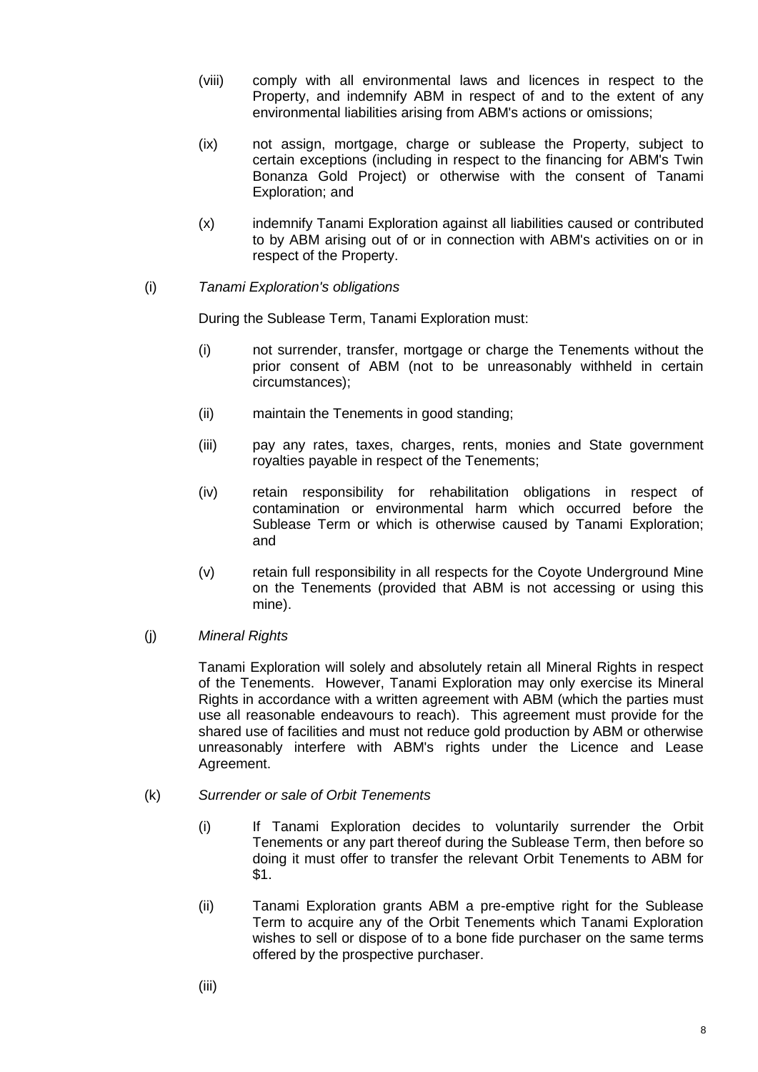(viii) comply with all environmental laws and licences in respect to the Property, and indemnify ABM in respect of and to the extent of any environmental liabilities arising from ABM's actions or omissions;

(ix) not assign, mortgage, charge or sublease the Property, subject to certain exceptions (including in respect to the financing for ABM's Twin Bonanza Gold Project) or otherwise with the consent of Tanami Exploration; and

(x) indemnify Tanami Exploration against all liabilities caused or contributed to by ABM arising out of or in connection with ABM's activities on or in respect of the Property.

(i) *Tanami Exploration's obligations*

During the Sublease Term, Tanami Exploration must:

(i) not surrender, transfer, mortgage or charge the Tenements without the prior consent of ABM (not to be unreasonably withheld in certain circumstances);

(ii) maintain the Tenements in good standing;

(iii) pay any rates, taxes, charges, rents, monies and State government royalties payable in respect of the Tenements;

(iv) retain responsibility for rehabilitation obligations in respect of contamination or environmental harm which occurred before the Sublease Term or which is otherwise caused by Tanami Exploration; and

(v) retain full responsibility in all respects for the Coyote Underground Mine on the Tenements (provided that ABM is not accessing or using this mine).

(j) *Mineral Rights*

Tanami Exploration will solely and absolutely retain all Mineral Rights in respect of the Tenements. However, Tanami Exploration may only exercise its Mineral Rights in accordance with a written agreement with ABM (which the parties must use all reasonable endeavours to reach). This agreement must provide for the shared use of facilities and must not reduce gold production by ABM or otherwise unreasonably interfere with ABM's rights under the Licence and Lease Agreement.

(k) *Surrender or sale of Orbit Tenements*

(i) If Tanami Exploration decides to voluntarily surrender the Orbit Tenements or any part thereof during the Sublease Term, then before so doing it must offer to transfer the relevant Orbit Tenements to ABM for $1.

(ii) Tanami Exploration grants ABM a pre-emptive right for the Sublease Term to acquire any of the Orbit Tenements which Tanami Exploration wishes to sell or dispose of to a bone fide purchaser on the same terms offered by the prospective purchaser.

(iii)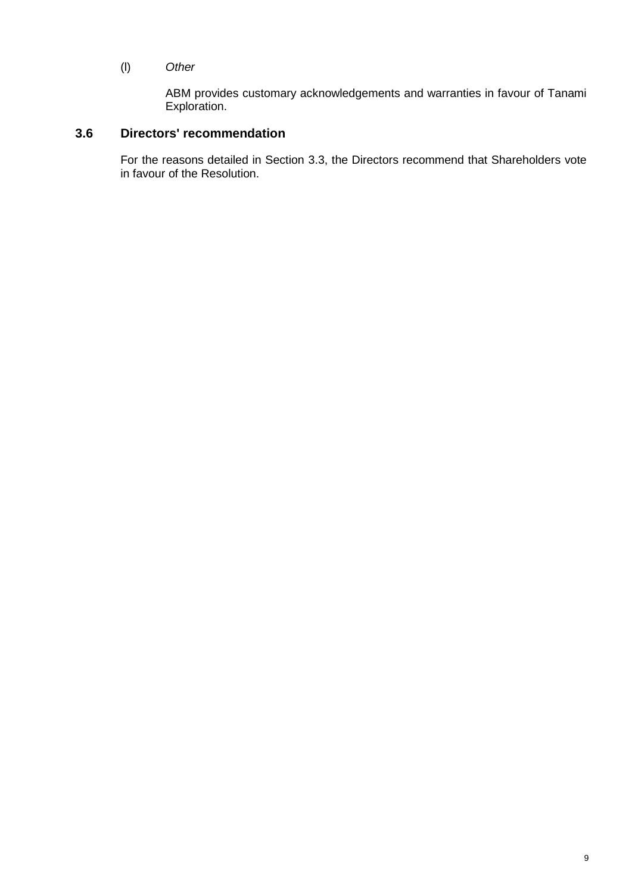(l) *Other*

ABM provides customary acknowledgements and warranties in favour of Tanami Exploration.

## 3.6 Directors' recommendation

For the reasons detailed in Section 3.3, the Directors recommend that Shareholders vote in favour of the Resolution.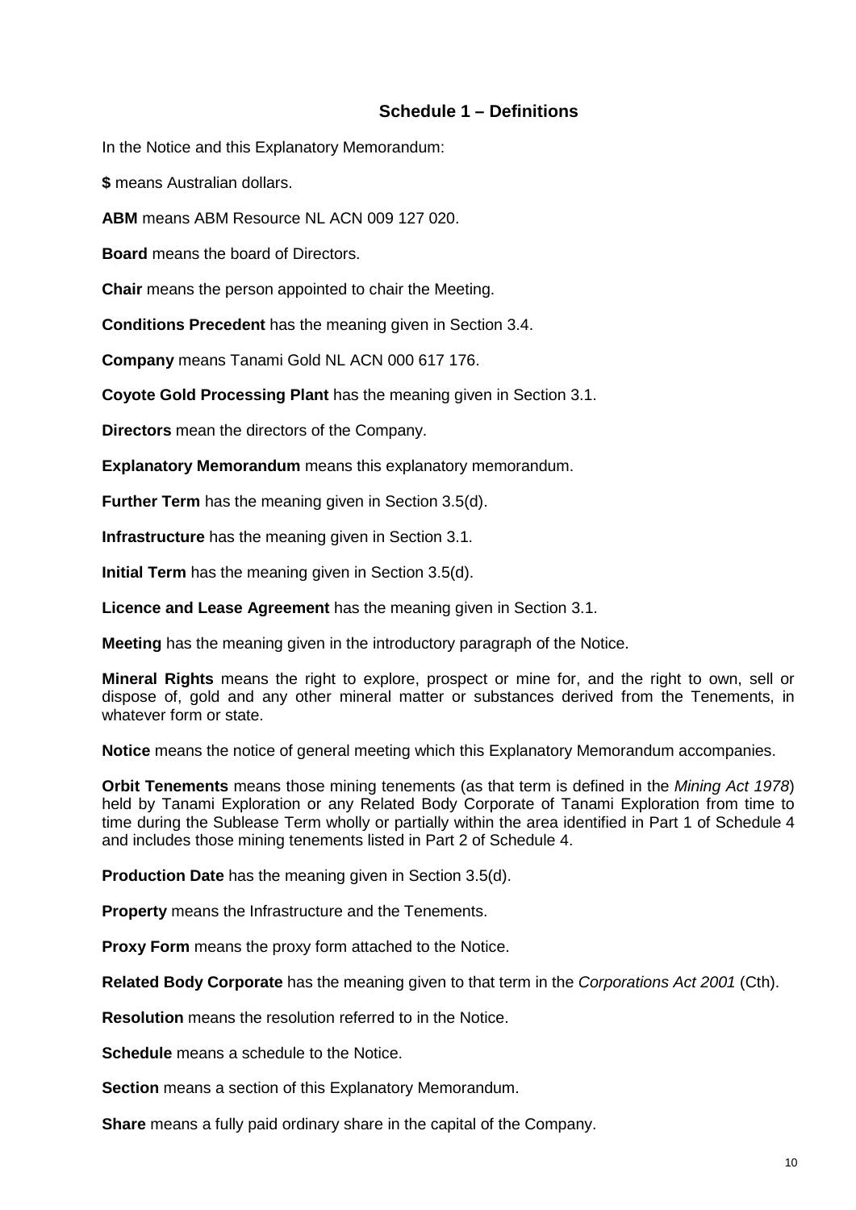## Schedule 1 – Definitions

In the Notice and this Explanatory Memorandum:

**$** means Australian dollars.

**ABM** means ABM Resource NL ACN 009 127 020.

**Board** means the board of Directors.

**Chair** means the person appointed to chair the Meeting.

**Conditions Precedent** has the meaning given in Section 3.4.

**Company** means Tanami Gold NL ACN 000 617 176.

**Coyote Gold Processing Plant** has the meaning given in Section 3.1.

**Directors** mean the directors of the Company.

**Explanatory Memorandum** means this explanatory memorandum.

**Further Term** has the meaning given in Section 3.5(d).

**Infrastructure** has the meaning given in Section 3.1.

**Initial Term** has the meaning given in Section 3.5(d).

**Licence and Lease Agreement** has the meaning given in Section 3.1.

**Meeting** has the meaning given in the introductory paragraph of the Notice.

**Mineral Rights** means the right to explore, prospect or mine for, and the right to own, sell or dispose of, gold and any other mineral matter or substances derived from the Tenements, in whatever form or state.

**Notice** means the notice of general meeting which this Explanatory Memorandum accompanies.

**Orbit Tenements** means those mining tenements (as that term is defined in the *Mining Act 1978*) held by Tanami Exploration or any Related Body Corporate of Tanami Exploration from time to time during the Sublease Term wholly or partially within the area identified in Part 1 of Schedule 4 and includes those mining tenements listed in Part 2 of Schedule 4.

**Production Date** has the meaning given in Section 3.5(d).

**Property** means the Infrastructure and the Tenements.

**Proxy Form** means the proxy form attached to the Notice.

**Related Body Corporate** has the meaning given to that term in the *Corporations Act 2001* (Cth).

**Resolution** means the resolution referred to in the Notice.

**Schedule** means a schedule to the Notice.

**Section** means a section of this Explanatory Memorandum.

**Share** means a fully paid ordinary share in the capital of the Company.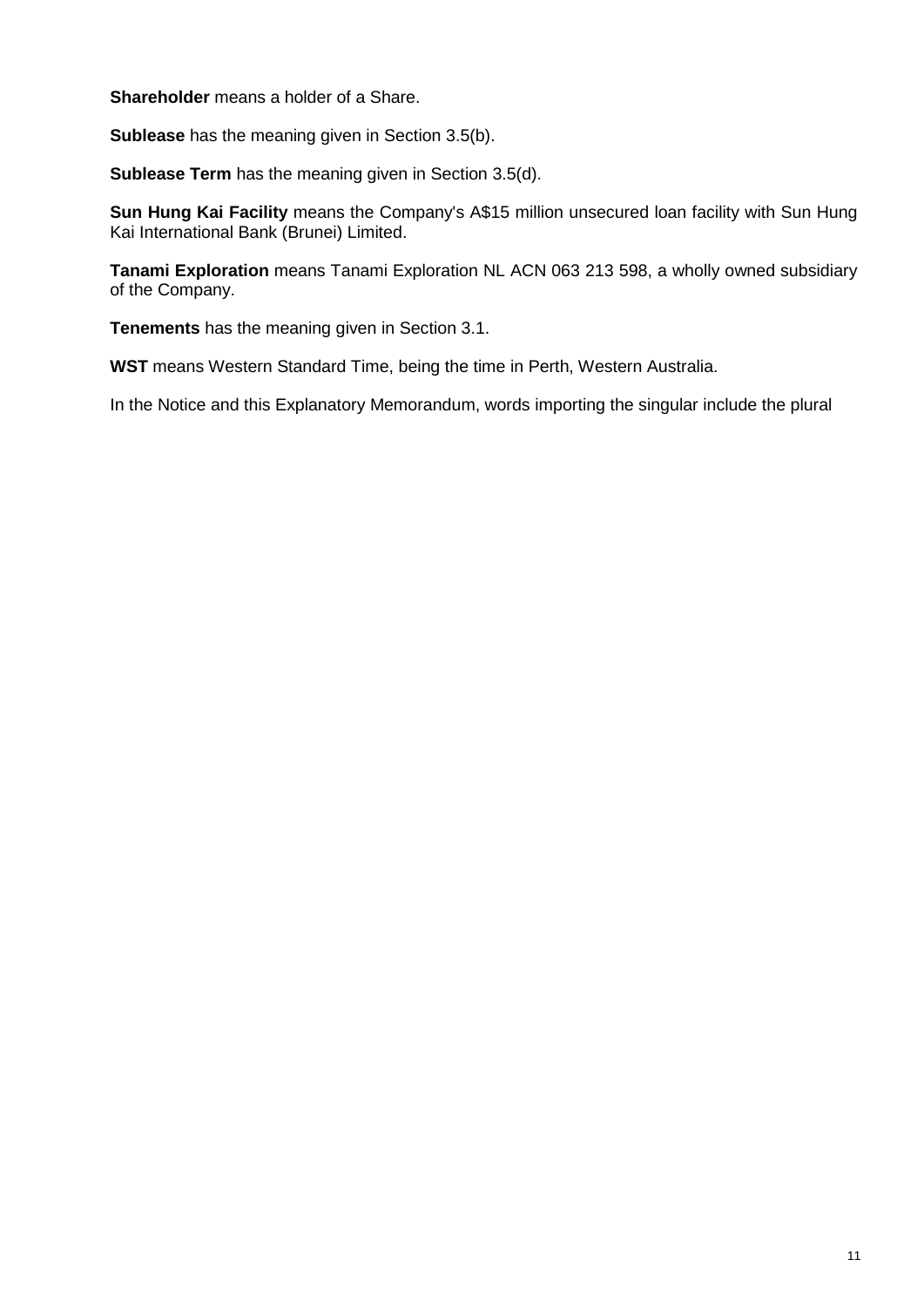**Shareholder** means a holder of a Share.

**Sublease** has the meaning given in Section 3.5(b).

**Sublease Term** has the meaning given in Section 3.5(d).

**Sun Hung Kai Facility** means the Company's A$15 million unsecured loan facility with Sun Hung Kai International Bank (Brunei) Limited.

**Tanami Exploration** means Tanami Exploration NL ACN 063 213 598, a wholly owned subsidiary of the Company.

**Tenements** has the meaning given in Section 3.1.

**WST** means Western Standard Time, being the time in Perth, Western Australia.

In the Notice and this Explanatory Memorandum, words importing the singular include the plural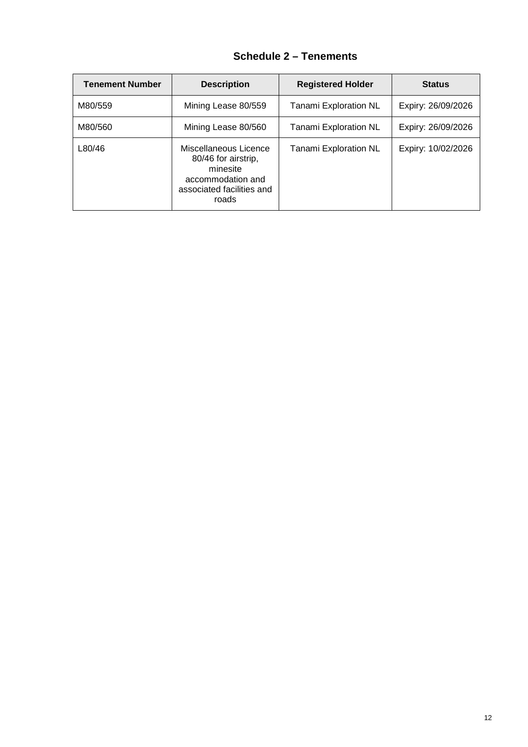## Schedule 2 – Tenements

| Tenement Number | Description | Registered Holder | Status |
| --- | --- | --- | --- |
| M80/559 | Mining Lease 80/559 | Tanami Exploration NL | Expiry: 26/09/2026 |
| M80/560 | Mining Lease 80/560 | Tanami Exploration NL | Expiry: 26/09/2026 |
| L80/46 | Miscellaneous Licence 80/46 for airstrip, minesite accommodation and associated facilities and roads | Tanami Exploration NL | Expiry: 10/02/2026 |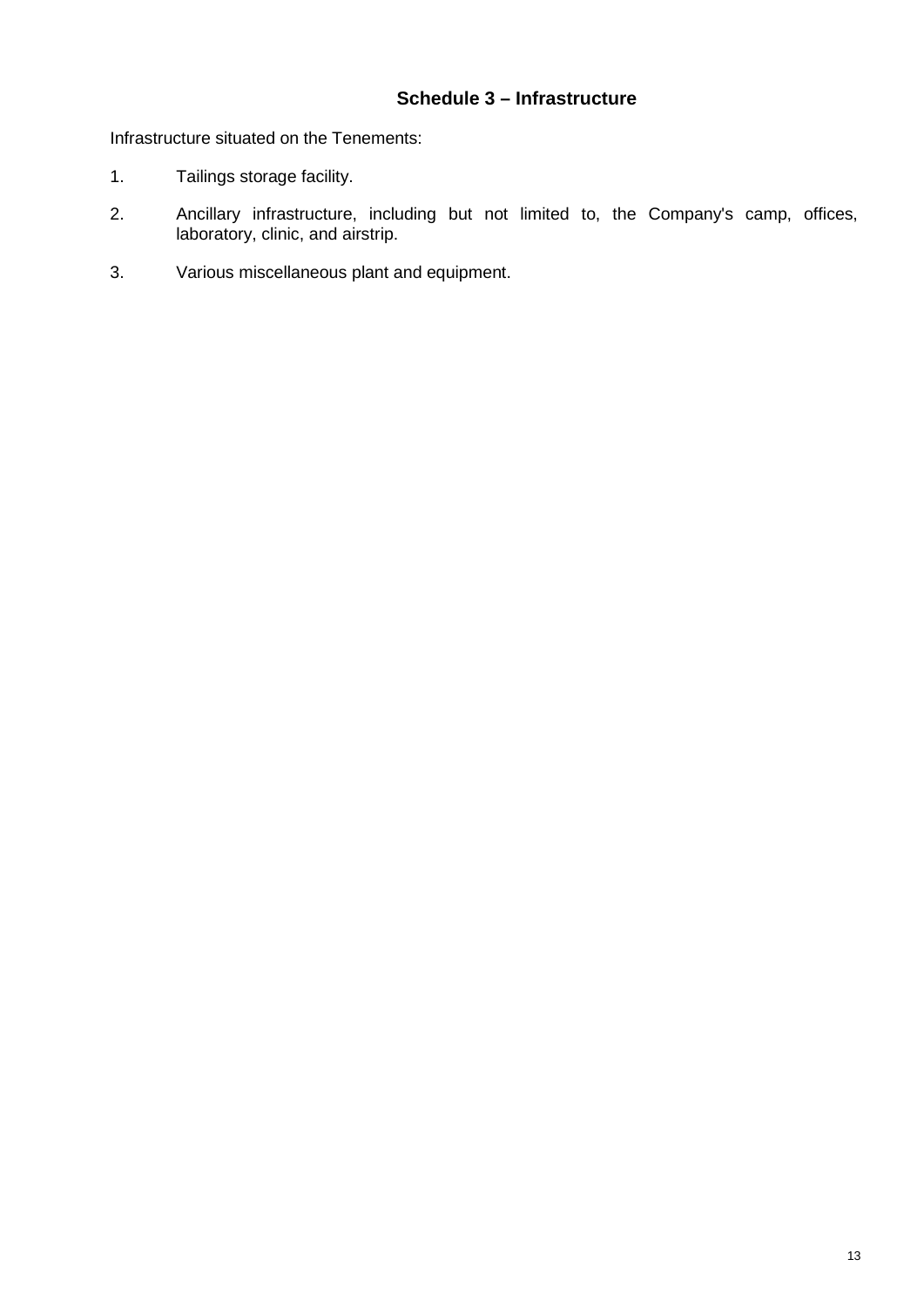## Schedule 3 – Infrastructure

Infrastructure situated on the Tenements:

1. Tailings storage facility.
2. Ancillary infrastructure, including but not limited to, the Company's camp, offices, laboratory, clinic, and airstrip.
3. Various miscellaneous plant and equipment.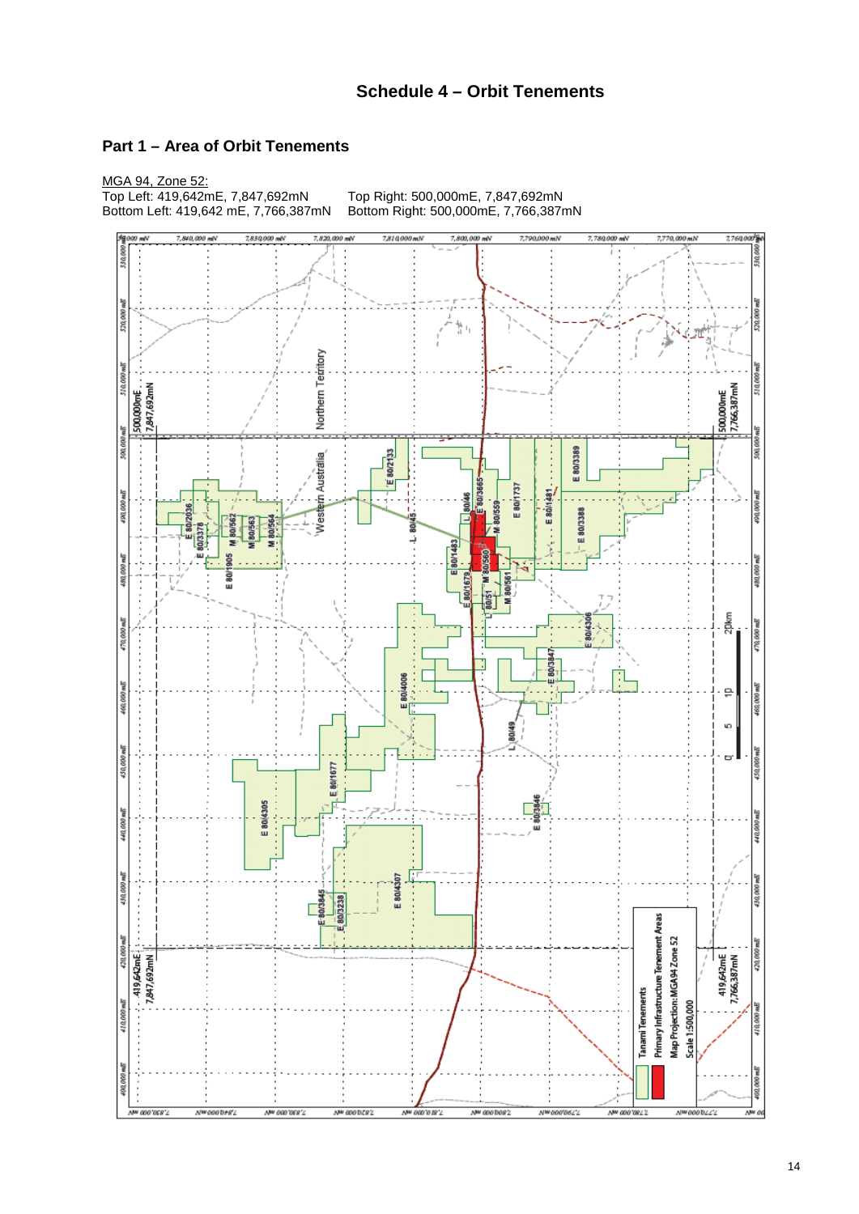## Schedule 4 – Orbit Tenements

### Part 1 – Area of Orbit Tenements

MGA 94, Zone 52:

Top Left: 419,642mE, 7,847,692mN

Top Right: 500,000mE, 7,847,692mN

Bottom Left: 419,642 mE, 7,766,387mN

Bottom Right: 500,000mE, 7,766,387mN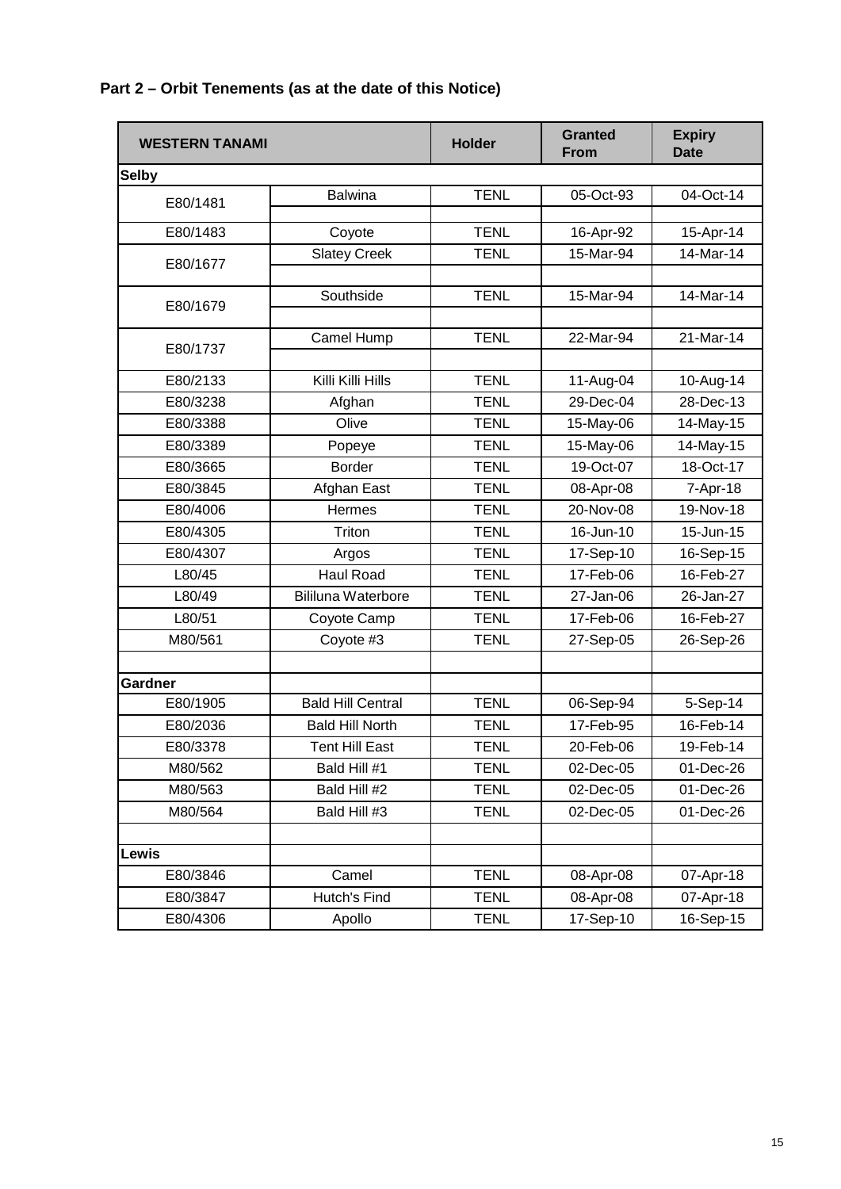## Part 2 – Orbit Tenements (as at the date of this Notice)

| WESTERN TANAMI | | Holder | Granted From | Expiry Date |
|---|---|---|---|---|
| **Selby** | | | | |
| E80/1481 | Balwina | TENL | 05-Oct-93 | 04-Oct-14 |
| E80/1483 | Coyote | TENL | 16-Apr-92 | 15-Apr-14 |
| E80/1677 | Slatey Creek | TENL | 15-Mar-94 | 14-Mar-14 |
| E80/1679 | Southside | TENL | 15-Mar-94 | 14-Mar-14 |
| E80/1737 | Camel Hump | TENL | 22-Mar-94 | 21-Mar-14 |
| E80/2133 | Killi Killi Hills | TENL | 11-Aug-04 | 10-Aug-14 |
| E80/3238 | Afghan | TENL | 29-Dec-04 | 28-Dec-13 |
| E80/3388 | Olive | TENL | 15-May-06 | 14-May-15 |
| E80/3389 | Popeye | TENL | 15-May-06 | 14-May-15 |
| E80/3665 | Border | TENL | 19-Oct-07 | 18-Oct-17 |
| E80/3845 | Afghan East | TENL | 08-Apr-08 | 7-Apr-18 |
| E80/4006 | Hermes | TENL | 20-Nov-08 | 19-Nov-18 |
| E80/4305 | Triton | TENL | 16-Jun-10 | 15-Jun-15 |
| E80/4307 | Argos | TENL | 17-Sep-10 | 16-Sep-15 |
| L80/45 | Haul Road | TENL | 17-Feb-06 | 16-Feb-27 |
| L80/49 | Bililuna Waterbore | TENL | 27-Jan-06 | 26-Jan-27 |
| L80/51 | Coyote Camp | TENL | 17-Feb-06 | 16-Feb-27 |
| M80/561 | Coyote #3 | TENL | 27-Sep-05 | 26-Sep-26 |
| | | | | |
| **Gardner** | | | | |
| E80/1905 | Bald Hill Central | TENL | 06-Sep-94 | 5-Sep-14 |
| E80/2036 | Bald Hill North | TENL | 17-Feb-95 | 16-Feb-14 |
| E80/3378 | Tent Hill East | TENL | 20-Feb-06 | 19-Feb-14 |
| M80/562 | Bald Hill #1 | TENL | 02-Dec-05 | 01-Dec-26 |
| M80/563 | Bald Hill #2 | TENL | 02-Dec-05 | 01-Dec-26 |
| M80/564 | Bald Hill #3 | TENL | 02-Dec-05 | 01-Dec-26 |
| | | | | |
| **Lewis** | | | | |
| E80/3846 | Camel | TENL | 08-Apr-08 | 07-Apr-18 |
| E80/3847 | Hutch's Find | TENL | 08-Apr-08 | 07-Apr-18 |
| E80/4306 | Apollo | TENL | 17-Sep-10 | 16-Sep-15 |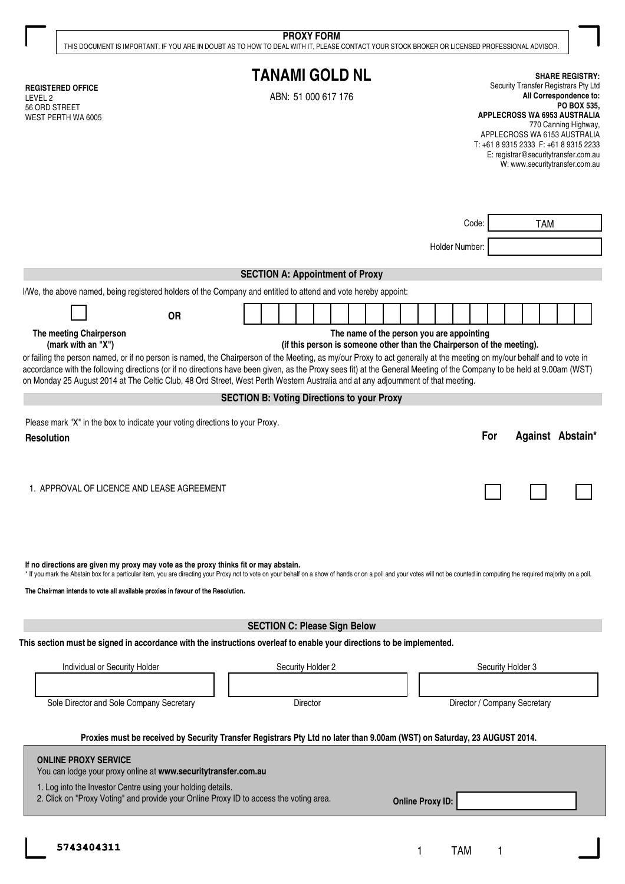**PROXY FORM**

THIS DOCUMENT IS IMPORTANT. IF YOU ARE IN DOUBT AS TO HOW TO DEAL WITH IT, PLEASE CONTACT YOUR STOCK BROKER OR LICENSED PROFESSIONAL ADVISOR.

# TANAMI GOLD NL

ABN: 51 000 617 176

**REGISTERED OFFICE**
LEVEL 2
56 ORD STREET
WEST PERTH WA 6005

**SHARE REGISTRY:**
Security Transfer Registrars Pty Ltd
**All Correspondence to:**
**PO BOX 535,**
**APPLECROSS WA 6953 AUSTRALIA**
770 Canning Highway,
APPLECROSS WA 6153 AUSTRALIA
T: +61 8 9315 2333 F: +61 8 9315 2233
E: registrar@securitytransfer.com.au
W: www.securitytransfer.com.au

Code: TAM

Holder Number:

## SECTION A: Appointment of Proxy

I/We, the above named, being registered holders of the Company and entitled to attend and vote hereby appoint:

☐ OR

**The meeting Chairperson (mark with an "X")**

**The name of the person you are appointing (if this person is someone other than the Chairperson of the meeting).**

or failing the person named, or if no person is named, the Chairperson of the Meeting, as my/our Proxy to act generally at the meeting on my/our behalf and to vote in accordance with the following directions (or if no directions have been given, as the Proxy sees fit) at the General Meeting of the Company to be held at 9.00am (WST) on Monday 25 August 2014 at The Celtic Club, 48 Ord Street, West Perth Western Australia and at any adjournment of that meeting.

## SECTION B: Voting Directions to your Proxy

Please mark "X" in the box to indicate your voting directions to your Proxy.

| Resolution | For | Against | Abstain* |
|---|---|---|---|
| 1. APPROVAL OF LICENCE AND LEASE AGREEMENT | ☐ | ☐ | ☐ |

**If no directions are given my proxy may vote as the proxy thinks fit or may abstain.**

* If you mark the Abstain box for a particular item, you are directing your Proxy not to vote on your behalf on a show of hands or on a poll and your votes will not be counted in computing the required majority on a poll.

**The Chairman intends to vote all available proxies in favour of the Resolution.**

## SECTION C: Please Sign Below

**This section must be signed in accordance with the instructions overleaf to enable your directions to be implemented.**

| Individual or Security Holder | Security Holder 2 | Security Holder 3 |
|---|---|---|
| | | |
| Sole Director and Sole Company Secretary | Director | Director / Company Secretary |

**Proxies must be received by Security Transfer Registrars Pty Ltd no later than 9.00am (WST) on Saturday, 23 AUGUST 2014.**

**ONLINE PROXY SERVICE**
You can lodge your proxy online at **www.securitytransfer.com.au**

1. Log into the Investor Centre using your holding details.
2. Click on "Proxy Voting" and provide your Online Proxy ID to access the voting area.

**Online Proxy ID:**

5743404311

1 TAM 1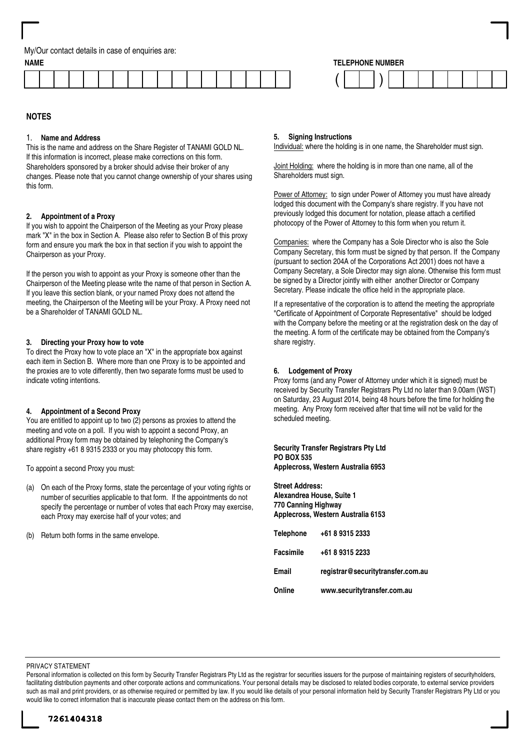My/Our contact details in case of enquiries are:

**NAME**

**TELEPHONE NUMBER**

( )

## NOTES

**1. Name and Address**

This is the name and address on the Share Register of TANAMI GOLD NL. If this information is incorrect, please make corrections on this form. Shareholders sponsored by a broker should advise their broker of any changes. Please note that you cannot change ownership of your shares using this form.

**2. Appointment of a Proxy**

If you wish to appoint the Chairperson of the Meeting as your Proxy please mark "X" in the box in Section A. Please also refer to Section B of this proxy form and ensure you mark the box in that section if you wish to appoint the Chairperson as your Proxy.

If the person you wish to appoint as your Proxy is someone other than the Chairperson of the Meeting please write the name of that person in Section A. If you leave this section blank, or your named Proxy does not attend the meeting, the Chairperson of the Meeting will be your Proxy. A Proxy need not be a Shareholder of TANAMI GOLD NL.

**3. Directing your Proxy how to vote**

To direct the Proxy how to vote place an "X" in the appropriate box against each item in Section B. Where more than one Proxy is to be appointed and the proxies are to vote differently, then two separate forms must be used to indicate voting intentions.

**4. Appointment of a Second Proxy**

You are entitled to appoint up to two (2) persons as proxies to attend the meeting and vote on a poll. If you wish to appoint a second Proxy, an additional Proxy form may be obtained by telephoning the Company's share registry +61 8 9315 2333 or you may photocopy this form.

To appoint a second Proxy you must:

(a) On each of the Proxy forms, state the percentage of your voting rights or number of securities applicable to that form. If the appointments do not specify the percentage or number of votes that each Proxy may exercise, each Proxy may exercise half of your votes; and

(b) Return both forms in the same envelope.

**5. Signing Instructions**

Individual: where the holding is in one name, the Shareholder must sign.

Joint Holding: where the holding is in more than one name, all of the Shareholders must sign.

Power of Attorney: to sign under Power of Attorney you must have already lodged this document with the Company's share registry. If you have not previously lodged this document for notation, please attach a certified photocopy of the Power of Attorney to this form when you return it.

Companies: where the Company has a Sole Director who is also the Sole Company Secretary, this form must be signed by that person. If the Company (pursuant to section 204A of the Corporations Act 2001) does not have a Company Secretary, a Sole Director may sign alone. Otherwise this form must be signed by a Director jointly with either another Director or Company Secretary. Please indicate the office held in the appropriate place.

If a representative of the corporation is to attend the meeting the appropriate "Certificate of Appointment of Corporate Representative" should be lodged with the Company before the meeting or at the registration desk on the day of the meeting. A form of the certificate may be obtained from the Company's share registry.

**6. Lodgement of Proxy**

Proxy forms (and any Power of Attorney under which it is signed) must be received by Security Transfer Registrars Pty Ltd no later than 9.00am (WST) on Saturday, 23 August 2014, being 48 hours before the time for holding the meeting. Any Proxy form received after that time will not be valid for the scheduled meeting.

**Security Transfer Registrars Pty Ltd**
**PO BOX 535**
**Applecross, Western Australia 6953**

**Street Address:**
**Alexandrea House, Suite 1**
**770 Canning Highway**
**Applecross, Western Australia 6153**

| | |
|---|---|
| **Telephone** | **+61 8 9315 2333** |
| **Facsimile** | **+61 8 9315 2233** |
| **Email** | **registrar@securitytransfer.com.au** |
| **Online** | **www.securitytransfer.com.au** |

PRIVACY STATEMENT

Personal information is collected on this form by Security Transfer Registrars Pty Ltd as the registrar for securities issuers for the purpose of maintaining registers of securityholders, facilitating distribution payments and other corporate actions and communications. Your personal details may be disclosed to related bodies corporate, to external service providers such as mail and print providers, or as otherwise required or permitted by law. If you would like details of your personal information held by Security Transfer Registrars Pty Ltd or you would like to correct information that is inaccurate please contact them on the address on this form.

7261404318